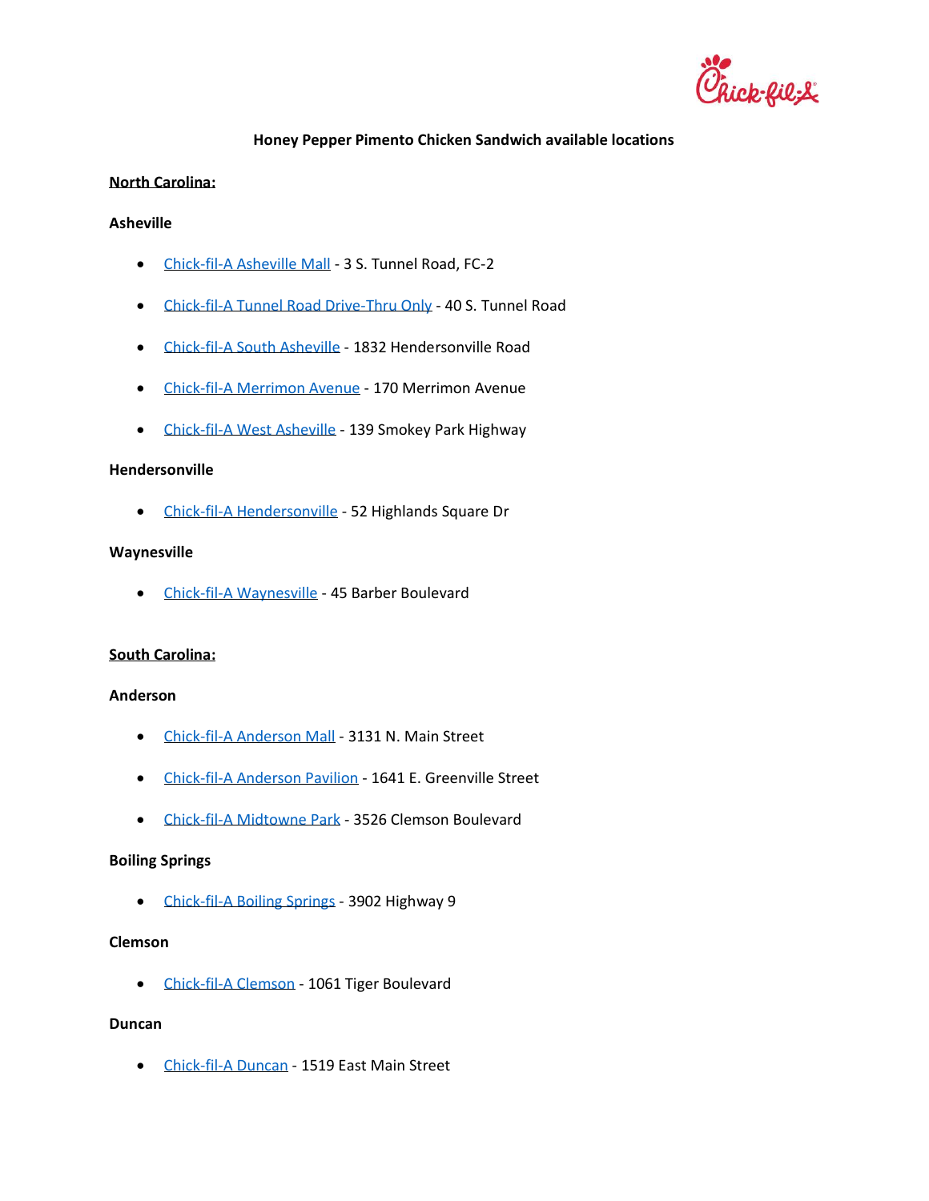# Honey Pepper Pimento Chicken Sandwich available locations

## North Carolina:

### Asheville

- Chick-fil-A Asheville Mall - 3 S. Tunnel Road, FC-2
- Chick-fil-A Tunnel Road Drive-Thru Only - 40 S. Tunnel Road
- Chick-fil-A South Asheville - 1832 Hendersonville Road
- Chick-fil-A Merrimon Avenue - 170 Merrimon Avenue
- Chick-fil-A West Asheville - 139 Smokey Park Highway

### Hendersonville

- Chick-fil-A Hendersonville - 52 Highlands Square Dr

### Waynesville

- Chick-fil-A Waynesville - 45 Barber Boulevard

## South Carolina:

### Anderson

- Chick-fil-A Anderson Mall - 3131 N. Main Street
- Chick-fil-A Anderson Pavilion - 1641 E. Greenville Street
- Chick-fil-A Midtowne Park - 3526 Clemson Boulevard

### Boiling Springs

- Chick-fil-A Boiling Springs - 3902 Highway 9

### Clemson

- Chick-fil-A Clemson - 1061 Tiger Boulevard

### Duncan

- Chick-fil-A Duncan - 1519 East Main Street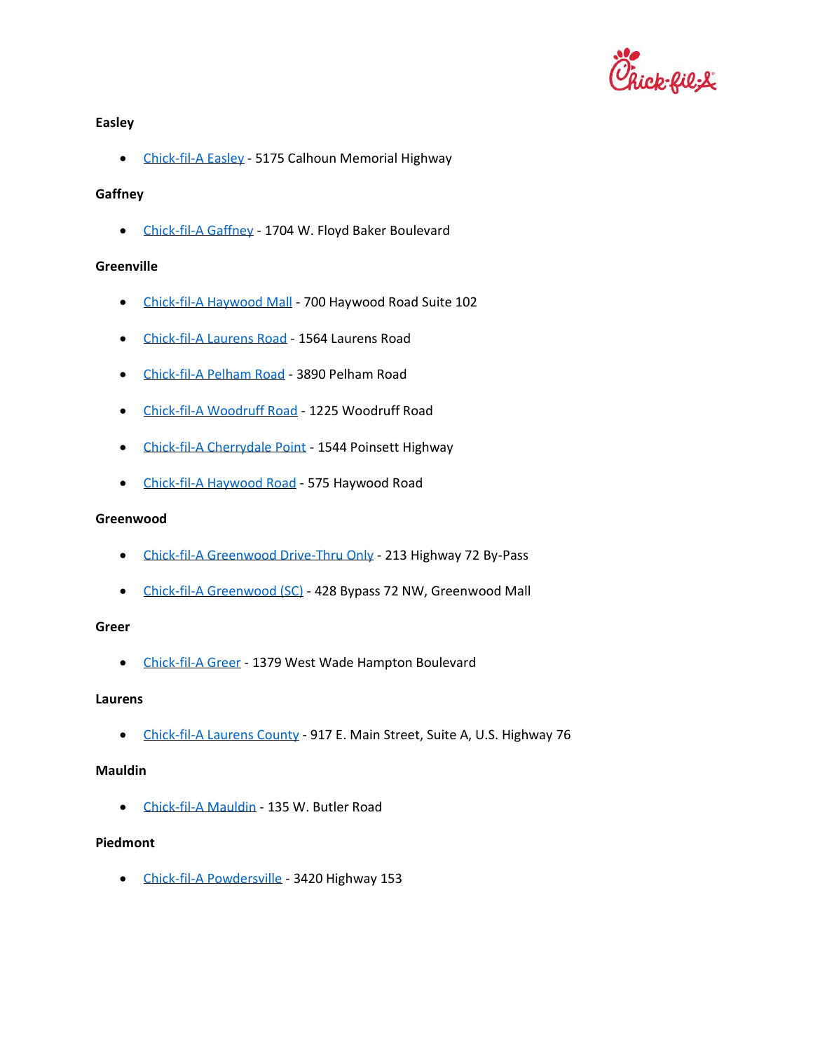**Easley**

- Chick-fil-A Easley - 5175 Calhoun Memorial Highway

**Gaffney**

- Chick-fil-A Gaffney - 1704 W. Floyd Baker Boulevard

**Greenville**

- Chick-fil-A Haywood Mall - 700 Haywood Road Suite 102
- Chick-fil-A Laurens Road - 1564 Laurens Road
- Chick-fil-A Pelham Road - 3890 Pelham Road
- Chick-fil-A Woodruff Road - 1225 Woodruff Road
- Chick-fil-A Cherrydale Point - 1544 Poinsett Highway
- Chick-fil-A Haywood Road - 575 Haywood Road

**Greenwood**

- Chick-fil-A Greenwood Drive-Thru Only - 213 Highway 72 By-Pass
- Chick-fil-A Greenwood (SC) - 428 Bypass 72 NW, Greenwood Mall

**Greer**

- Chick-fil-A Greer - 1379 West Wade Hampton Boulevard

**Laurens**

- Chick-fil-A Laurens County - 917 E. Main Street, Suite A, U.S. Highway 76

**Mauldin**

- Chick-fil-A Mauldin - 135 W. Butler Road

**Piedmont**

- Chick-fil-A Powdersville - 3420 Highway 153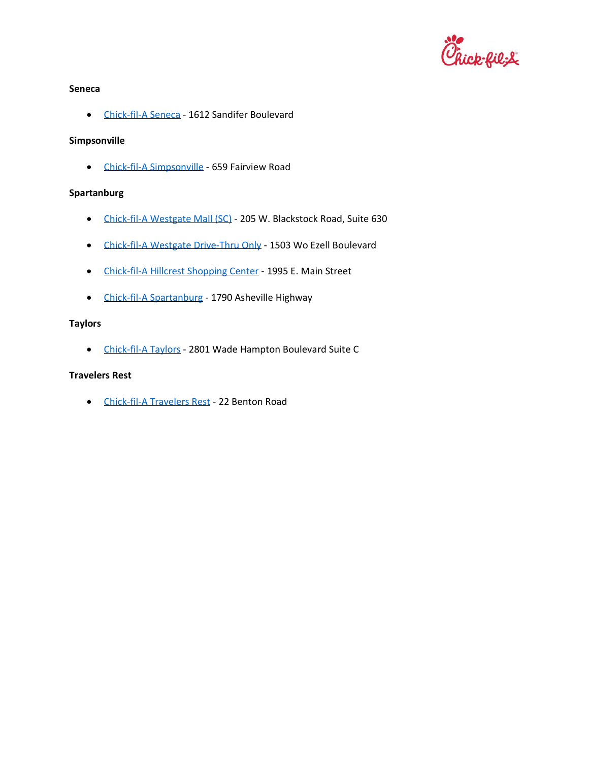**Seneca**

- Chick-fil-A Seneca - 1612 Sandifer Boulevard

**Simpsonville**

- Chick-fil-A Simpsonville - 659 Fairview Road

**Spartanburg**

- Chick-fil-A Westgate Mall (SC) - 205 W. Blackstock Road, Suite 630
- Chick-fil-A Westgate Drive-Thru Only - 1503 Wo Ezell Boulevard
- Chick-fil-A Hillcrest Shopping Center - 1995 E. Main Street
- Chick-fil-A Spartanburg - 1790 Asheville Highway

**Taylors**

- Chick-fil-A Taylors - 2801 Wade Hampton Boulevard Suite C

**Travelers Rest**

- Chick-fil-A Travelers Rest - 22 Benton Road